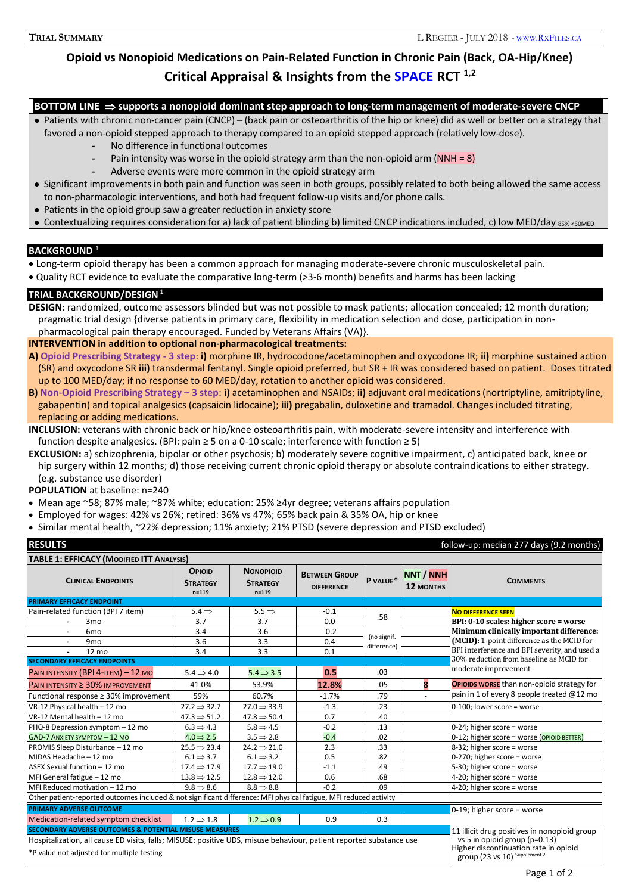**Trial Summary** L Regier - July 2018 - www.RxFiles.ca

# Opioid vs Nonopioid Medications on Pain-Related Function in Chronic Pain (Back, OA-Hip/Knee)

## Critical Appraisal & Insights from the SPACE RCT [1,2]

### BOTTOM LINE ⇒ supports a nonopioid dominant step approach to long-term management of moderate-severe CNCP

- Patients with chronic non-cancer pain (CNCP) – (back pain or osteoarthritis of the hip or knee) did as well or better on a strategy that favored a non-opioid stepped approach to therapy compared to an opioid stepped approach (relatively low-dose).
  - No difference in functional outcomes
  - Pain intensity was worse in the opioid strategy arm than the non-opioid arm (NNH = 8)
  - Adverse events were more common in the opioid strategy arm
- Significant improvements in both pain and function was seen in both groups, possibly related to both being allowed the same access to non-pharmacologic interventions, and both had frequent follow-up visits and/or phone calls.
- Patients in the opioid group saw a greater reduction in anxiety score
- Contextualizing requires consideration for a) lack of patient blinding b) limited CNCP indications included, c) low MED/day 85% <50MED

### BACKGROUND [1]

- Long-term opioid therapy has been a common approach for managing moderate-severe chronic musculoskeletal pain.
- Quality RCT evidence to evaluate the comparative long-term (>3-6 month) benefits and harms has been lacking

### TRIAL BACKGROUND/DESIGN [1]

**DESIGN**: randomized, outcome assessors blinded but was not possible to mask patients; allocation concealed; 12 month duration; pragmatic trial design {diverse patients in primary care, flexibility in medication selection and dose, participation in non-pharmacological pain therapy encouraged. Funded by Veterans Affairs (VA)}.

**INTERVENTION in addition to optional non-pharmacological treatments:**

**A) Opioid Prescribing Strategy - 3 step**: **i)** morphine IR, hydrocodone/acetaminophen and oxycodone IR; **ii)** morphine sustained action (SR) and oxycodone SR **iii)** transdermal fentanyl. Single opioid preferred, but SR + IR was considered based on patient. Doses titrated up to 100 MED/day; if no response to 60 MED/day, rotation to another opioid was considered.

**B) Non-Opioid Prescribing Strategy – 3 step**: **i)** acetaminophen and NSAIDs; **ii)** adjuvant oral medications (nortriptyline, amitriptyline, gabapentin) and topical analgesics (capsaicin lidocaine); **iii)** pregabalin, duloxetine and tramadol. Changes included titrating, replacing or adding medications.

**INCLUSION:** veterans with chronic back or hip/knee osteoarthritis pain, with moderate-severe intensity and interference with function despite analgesics. (BPI: pain ≥ 5 on a 0-10 scale; interference with function ≥ 5)

**EXCLUSION:** a) schizophrenia, bipolar or other psychosis; b) moderately severe cognitive impairment, c) anticipated back, knee or hip surgery within 12 months; d) those receiving current chronic opioid therapy or absolute contraindications to either strategy. (e.g. substance use disorder)

**POPULATION** at baseline: n=240

- Mean age ~58; 87% male; ~87% white; education: 25% ≥4yr degree; veterans affairs population
- Employed for wages: 42% vs 26%; retired: 36% vs 47%; 65% back pain & 35% OA, hip or knee
- Similar mental health, ~22% depression; 11% anxiety; 21% PTSD (severe depression and PTSD excluded)

### RESULTS

follow-up: median 277 days (9.2 months)

**TABLE 1: EFFICACY (Modified ITT Analysis)**

| Clinical Endpoints | Opioid Strategy n=119 | Nonopioid Strategy n=119 | Between Group Difference | P value* | NNT / NNH 12 months | Comments |
|---|---|---|---|---|---|---|
| **PRIMARY EFFICACY ENDPOINT** | | | | | | |
| Pain-related function (BPI 7 item) | 5.4 ⇒ | 5.5 ⇒ | -0.1 | .58 (no signif. difference) | | **No difference seen** **BPI: 0-10 scales: higher score = worse** **Minimum clinically important difference: (MCID):** 1-point difference as the MCID for BPI interference and BPI severity, and used a 30% reduction from baseline as MCID for moderate improvement |
| - 3mo | 3.7 | 3.7 | 0.0 | | | |
| - 6mo | 3.4 | 3.6 | -0.2 | | | |
| - 9mo | 3.6 | 3.3 | 0.4 | | | |
| - 12 mo | 3.4 | 3.3 | 0.1 | | | |
| **SECONDARY EFFICACY ENDPOINTS** | | | | | | |
| Pain intensity (BPI 4-item) – 12 mo | 5.4 ⇒ 4.0 | 5.4 ⇒ 3.5 | **0.5** | .03 | | |
| Pain intensity ≥ 30% improvement | 41.0% | 53.9% | **12.8%** | .05 | **8** | **Opioids worse** than non-opioid strategy for pain in 1 of every 8 people treated @12 mo |
| Functional response ≥ 30% improvement | 59% | 60.7% | -1.7% | .79 | - | |
| VR-12 Physical health – 12 mo | 27.2 ⇒ 32.7 | 27.0 ⇒ 33.9 | -1.3 | .23 | | 0-100; lower score = worse |
| VR-12 Mental health – 12 mo | 47.3 ⇒ 51.2 | 47.8 ⇒ 50.4 | 0.7 | .40 | | |
| PHQ-8 Depression symptom – 12 mo | 6.3 ⇒ 4.3 | 5.8 ⇒ 4.5 | -0.2 | .13 | | 0-24; higher score = worse |
| GAD-7 Anxiety symptom – 12 mo | 4.0 ⇒ 2.5 | 3.5 ⇒ 2.8 | -0.4 | .02 | | 0-12; higher score = worse (opioid better) |
| PROMIS Sleep Disturbance – 12 mo | 25.5 ⇒ 23.4 | 24.2 ⇒ 21.0 | 2.3 | .33 | | 8-32; higher score = worse |
| MIDAS Headache – 12 mo | 6.1 ⇒ 3.7 | 6.1 ⇒ 3.2 | 0.5 | .82 | | 0-270; higher score = worse |
| ASEX Sexual function – 12 mo | 17.4 ⇒ 17.9 | 17.7 ⇒ 19.0 | -1.1 | .49 | | 5-30; higher score = worse |
| MFI General fatigue – 12 mo | 13.8 ⇒ 12.5 | 12.8 ⇒ 12.0 | 0.6 | .68 | | 4-20; higher score = worse |
| MFI Reduced motivation – 12 mo | 9.8 ⇒ 8.6 | 8.8 ⇒ 8.8 | -0.2 | .09 | | 4-20; higher score = worse |
| Other patient-reported outcomes included & not significant difference: MFI physical fatigue, MFI reduced activity | | | | | | |
| **PRIMARY ADVERSE OUTCOME** | | | | | | 0-19; higher score = worse |
| Medication-related symptom checklist | 1.2 ⇒ 1.8 | 1.2 ⇒ 0.9 | 0.9 | 0.3 | | |
| **SECONDARY ADVERSE OUTCOMES & POTENTIAL MISUSE MEASURES** | | | | | | 11 illicit drug positives in nonopioid group vs 5 in opioid group (p=0.13) Higher discontinuation rate in opioid group (23 vs 10) Supplement 2 |
| Hospitalization, all cause ED visits, falls; MISUSE: positive UDS, misuse behaviour, patient reported substance use | | | | | | |

*P value not adjusted for multiple testing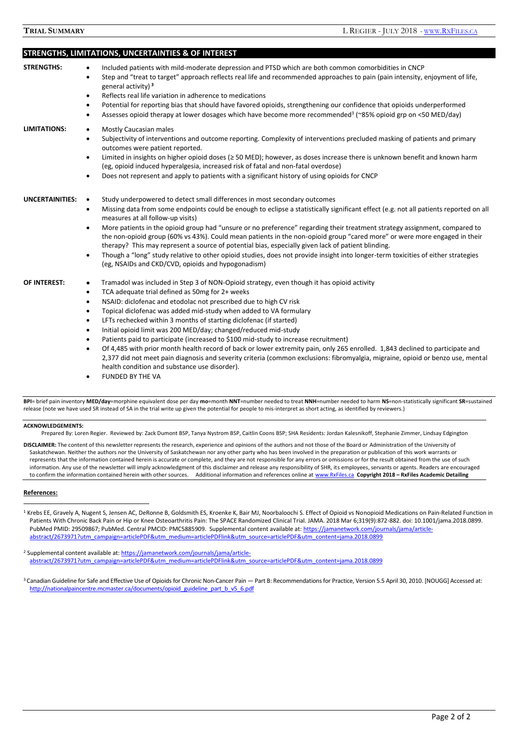## STRENGTHS, LIMITATIONS, UNCERTAINTIES & OF INTEREST

**STRENGTHS:**

- Included patients with mild-moderate depression and PTSD which are both common comorbidities in CNCP
- Step and "treat to target" approach reflects real life and recommended approaches to pain (pain intensity, enjoyment of life, general activity) [3]
- Reflects real life variation in adherence to medications
- Potential for reporting bias that should have favored opioids, strengthening our confidence that opioids underperformed
- Assesses opioid therapy at lower dosages which have become more recommended[3] (~85% opioid grp on <50 MED/day)

**LIMITATIONS:**

- Mostly Caucasian males
- Subjectivity of interventions and outcome reporting. Complexity of interventions precluded masking of patients and primary outcomes were patient reported.
- Limited in insights on higher opioid doses (≥ 50 MED); however, as doses increase there is unknown benefit and known harm (eg, opioid induced hyperalgesia, increased risk of fatal and non-fatal overdose)
- Does not represent and apply to patients with a significant history of using opioids for CNCP

**UNCERTAINITIES:**

- Study underpowered to detect small differences in most secondary outcomes
- Missing data from some endpoints could be enough to eclipse a statistically significant effect (e.g. not all patients reported on all measures at all follow-up visits)
- More patients in the opioid group had "unsure or no preference" regarding their treatment strategy assignment, compared to the non-opioid group (60% vs 43%). Could mean patients in the non-opioid group "cared more" or were more engaged in their therapy? This may represent a source of potential bias, especially given lack of patient blinding.
- Though a "long" study relative to other opioid studies, does not provide insight into longer-term toxicities of either strategies (eg, NSAIDs and CKD/CVD, opioids and hypogonadism)

**OF INTEREST:**

- Tramadol was included in Step 3 of NON-Opioid strategy, even though it has opioid activity
- TCA adequate trial defined as 50mg for 2+ weeks
- NSAID: diclofenac and etodolac not prescribed due to high CV risk
- Topical diclofenac was added mid-study when added to VA formulary
- LFTs rechecked within 3 months of starting diclofenac (if started)
- Initial opioid limit was 200 MED/day; changed/reduced mid-study
- Patients paid to participate (increased to $100 mid-study to increase recruitment)
- Of 4,485 with prior month health record of back or lower extremity pain, only 265 enrolled. 1,843 declined to participate and 2,377 did not meet pain diagnosis and severity criteria (common exclusions: fibromyalgia, migraine, opioid or benzo use, mental health condition and substance use disorder).
- FUNDED BY THE VA

**BPI**= brief pain inventory **MED/day**=morphine equivalent dose per day **mo**=month **NNT**=number needed to treat **NNH**=number needed to harm **NS**=non-statistically significant **SR**=sustained release (note we have used SR instead of SA in the trial write up given the potential for people to mis-interpret as short acting, as identified by reviewers.)

**ACKNOWLEDGEMENTS:**

Prepared By: Loren Regier. Reviewed by: Zack Dumont BSP, Tanya Nystrom BSP, Caitlin Coons BSP; SHA Residents: Jordan Kalesnikoff, Stephanie Zimmer, Lindsay Edgington

**DISCLAIMER:** The content of this newsletter represents the research, experience and opinions of the authors and not those of the Board or Administration of the University of Saskatchewan. Neither the authors nor the University of Saskatchewan nor any other party who has been involved in the preparation or publication of this work warrants or represents that the information contained herein is accurate or complete, and they are not responsible for any errors or omissions or for the result obtained from the use of such information. Any use of the newsletter will imply acknowledgment of this disclaimer and release any responsibility of SHR, its employees, servants or agents. Readers are encouraged to confirm the information contained herein with other sources. Additional information and references online at www.RxFiles.ca **Copyright 2018 – RxFiles Academic Detailing**

**References:**

[1] Krebs EE, Gravely A, Nugent S, Jensen AC, DeRonne B, Goldsmith ES, Kroenke K, Bair MJ, Noorbaloochi S. Effect of Opioid vs Nonopioid Medications on Pain-Related Function in Patients With Chronic Back Pain or Hip or Knee Osteoarthritis Pain: The SPACE Randomized Clinical Trial. JAMA. 2018 Mar 6;319(9):872-882. doi: 10.1001/jama.2018.0899. PubMed PMID: 29509867; PubMed. Central PMCID: PMC5885909. Supplemental content available at: https://jamanetwork.com/journals/jama/article-abstract/2673971?utm_campaign=articlePDF&utm_medium=articlePDFlink&utm_source=articlePDF&utm_content=jama.2018.0899

[2] Supplemental content available at: https://jamanetwork.com/journals/jama/article-abstract/2673971?utm_campaign=articlePDF&utm_medium=articlePDFlink&utm_source=articlePDF&utm_content=jama.2018.0899

[3] Canadian Guideline for Safe and Effective Use of Opioids for Chronic Non-Cancer Pain — Part B: Recommendations for Practice, Version 5.5 April 30, 2010. [NOUGG] Accessed at: http://nationalpaincentre.mcmaster.ca/documents/opioid_guideline_part_b_v5_6.pdf